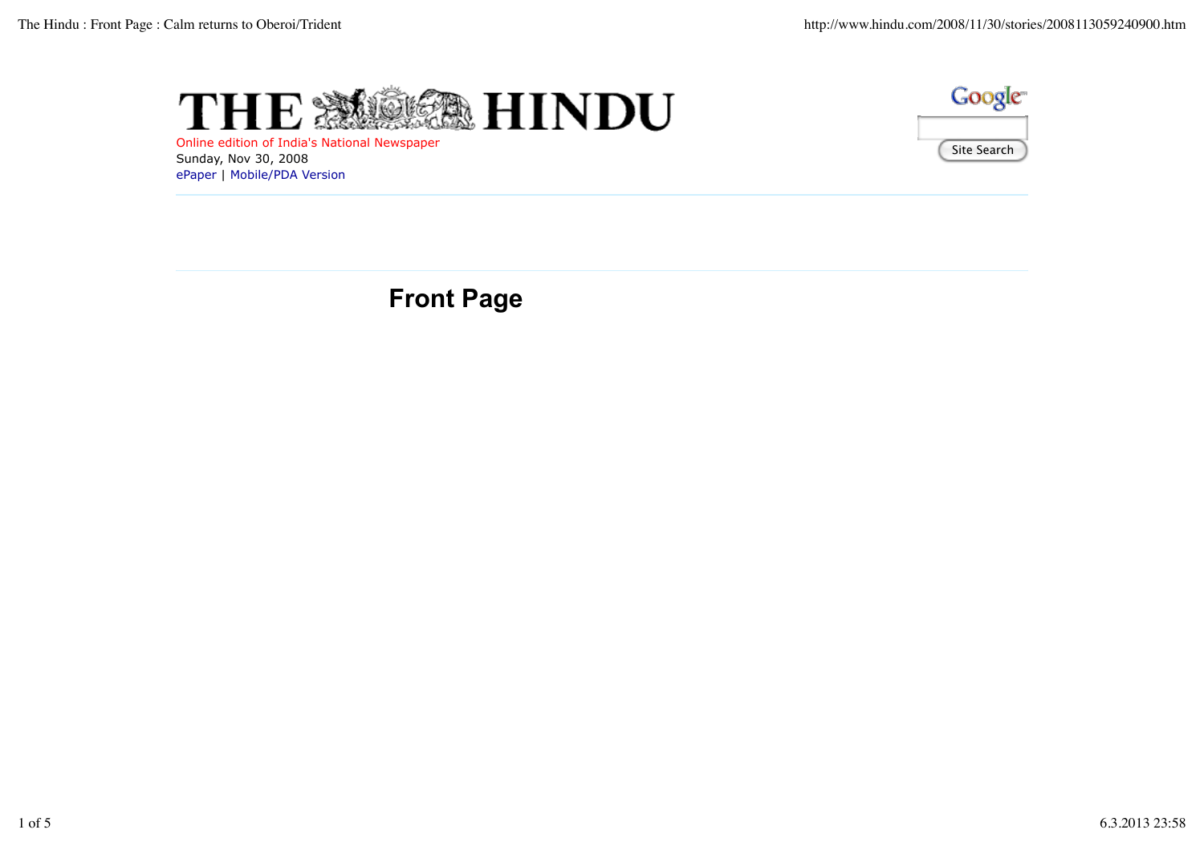# THE HINDU

Online edition of India's National Newspaper
Sunday, Nov 30, 2008
ePaper | Mobile/PDA Version

Site Search

## Front Page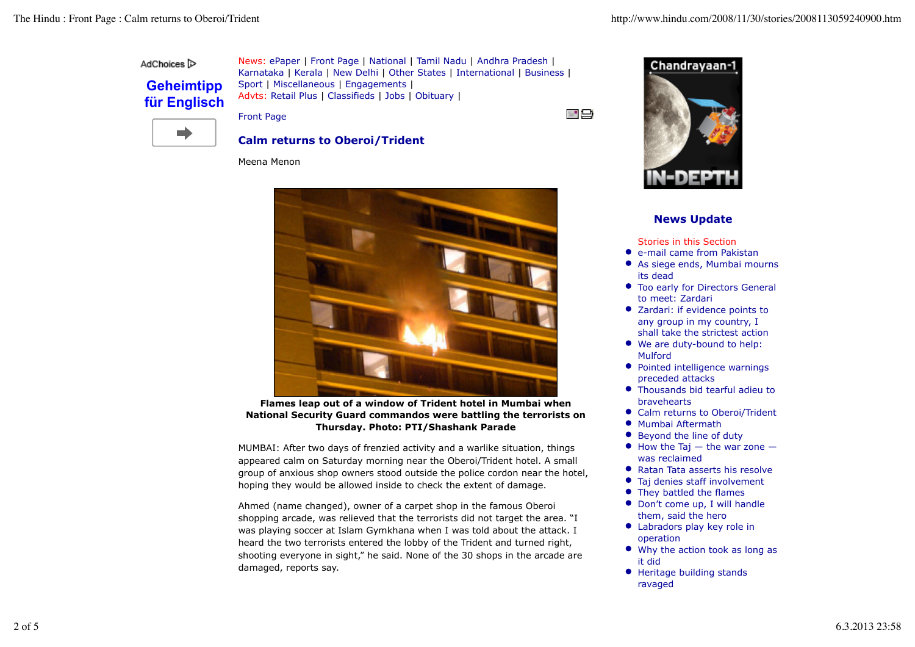AdChoices

**Geheimtipp für Englisch**

News: ePaper | Front Page | National | Tamil Nadu | Andhra Pradesh | Karnataka | Kerala | New Delhi | Other States | International | Business | Sport | Miscellaneous | Engagements |
Advts: Retail Plus | Classifieds | Jobs | Obituary |

Front Page

## Calm returns to Oberoi/Trident

Meena Menon

**Flames leap out of a window of Trident hotel in Mumbai when National Security Guard commandos were battling the terrorists on Thursday. Photo: PTI/Shashank Parade**

MUMBAI: After two days of frenzied activity and a warlike situation, things appeared calm on Saturday morning near the Oberoi/Trident hotel. A small group of anxious shop owners stood outside the police cordon near the hotel, hoping they would be allowed inside to check the extent of damage.

Ahmed (name changed), owner of a carpet shop in the famous Oberoi shopping arcade, was relieved that the terrorists did not target the area. "I was playing soccer at Islam Gymkhana when I was told about the attack. I heard the two terrorists entered the lobby of the Trident and turned right, shooting everyone in sight," he said. None of the 30 shops in the arcade are damaged, reports say.

Chandrayaan-1 IN-DEPTH

### News Update

Stories in this Section

- e-mail came from Pakistan
- As siege ends, Mumbai mourns its dead
- Too early for Directors General to meet: Zardari
- Zardari: if evidence points to any group in my country, I shall take the strictest action
- We are duty-bound to help: Mulford
- Pointed intelligence warnings preceded attacks
- Thousands bid tearful adieu to bravehearts
- Calm returns to Oberoi/Trident
- Mumbai Aftermath
- Beyond the line of duty
- How the Taj — the war zone — was reclaimed
- Ratan Tata asserts his resolve
- Taj denies staff involvement
- They battled the flames
- Don't come up, I will handle them, said the hero
- Labradors play key role in operation
- Why the action took as long as it did
- Heritage building stands ravaged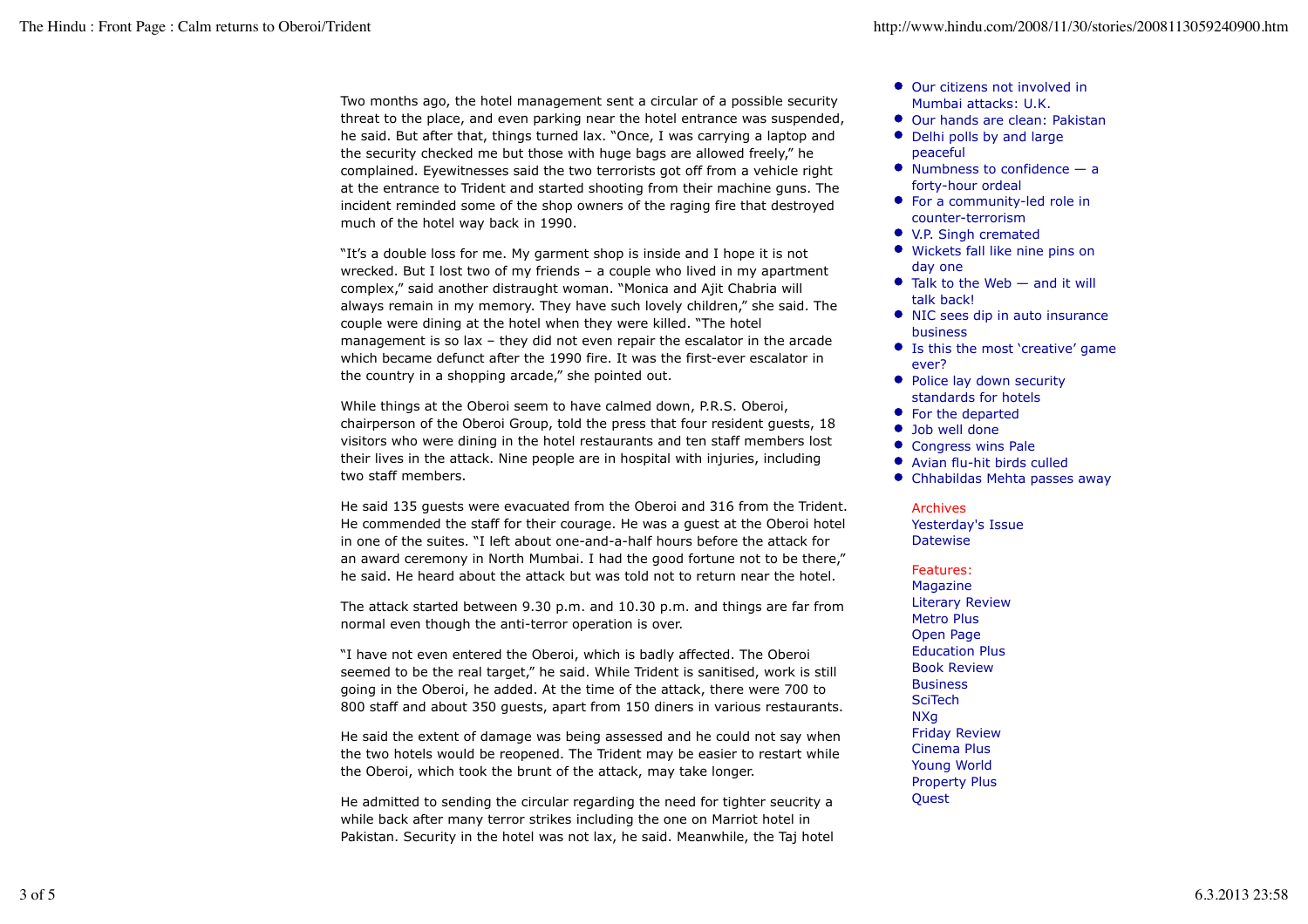Two months ago, the hotel management sent a circular of a possible security threat to the place, and even parking near the hotel entrance was suspended, he said. But after that, things turned lax. "Once, I was carrying a laptop and the security checked me but those with huge bags are allowed freely," he complained. Eyewitnesses said the two terrorists got off from a vehicle right at the entrance to Trident and started shooting from their machine guns. The incident reminded some of the shop owners of the raging fire that destroyed much of the hotel way back in 1990.

"It's a double loss for me. My garment shop is inside and I hope it is not wrecked. But I lost two of my friends – a couple who lived in my apartment complex," said another distraught woman. "Monica and Ajit Chabria will always remain in my memory. They have such lovely children," she said. The couple were dining at the hotel when they were killed. "The hotel management is so lax – they did not even repair the escalator in the arcade which became defunct after the 1990 fire. It was the first-ever escalator in the country in a shopping arcade," she pointed out.

While things at the Oberoi seem to have calmed down, P.R.S. Oberoi, chairperson of the Oberoi Group, told the press that four resident guests, 18 visitors who were dining in the hotel restaurants and ten staff members lost their lives in the attack. Nine people are in hospital with injuries, including two staff members.

He said 135 guests were evacuated from the Oberoi and 316 from the Trident. He commended the staff for their courage. He was a guest at the Oberoi hotel in one of the suites. "I left about one-and-a-half hours before the attack for an award ceremony in North Mumbai. I had the good fortune not to be there," he said. He heard about the attack but was told not to return near the hotel.

The attack started between 9.30 p.m. and 10.30 p.m. and things are far from normal even though the anti-terror operation is over.

"I have not even entered the Oberoi, which is badly affected. The Oberoi seemed to be the real target," he said. While Trident is sanitised, work is still going in the Oberoi, he added. At the time of the attack, there were 700 to 800 staff and about 350 guests, apart from 150 diners in various restaurants.

He said the extent of damage was being assessed and he could not say when the two hotels would be reopened. The Trident may be easier to restart while the Oberoi, which took the brunt of the attack, may take longer.

He admitted to sending the circular regarding the need for tighter seucrity a while back after many terror strikes including the one on Marriot hotel in Pakistan. Security in the hotel was not lax, he said. Meanwhile, the Taj hotel

- Our citizens not involved in Mumbai attacks: U.K.
- Our hands are clean: Pakistan
- Delhi polls by and large peaceful
- Numbness to confidence — a forty-hour ordeal
- For a community-led role in counter-terrorism
- V.P. Singh cremated
- Wickets fall like nine pins on day one
- Talk to the Web — and it will talk back!
- NIC sees dip in auto insurance business
- Is this the most 'creative' game ever?
- Police lay down security standards for hotels
- For the departed
- Job well done
- Congress wins Pale
- Avian flu-hit birds culled
- Chhabildas Mehta passes away

Archives
Yesterday's Issue
Datewise

Features:
Magazine
Literary Review
Metro Plus
Open Page
Education Plus
Book Review
Business
SciTech
NXg
Friday Review
Cinema Plus
Young World
Property Plus
Quest